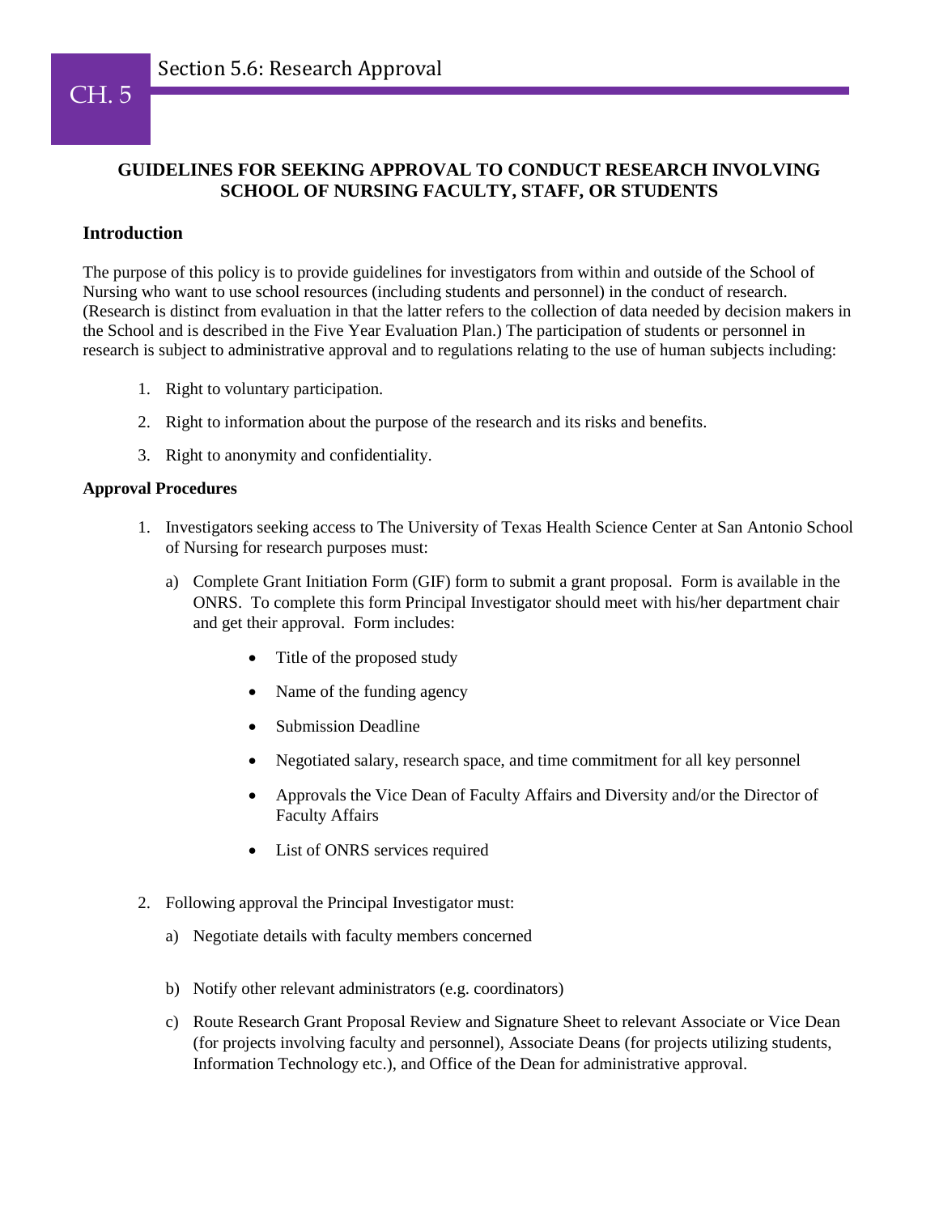# CH. 5 Section 5.6: Research Approval

## GUIDELINES FOR SEEKING APPROVAL TO CONDUCT RESEARCH INVOLVING SCHOOL OF NURSING FACULTY, STAFF, OR STUDENTS

### Introduction

The purpose of this policy is to provide guidelines for investigators from within and outside of the School of Nursing who want to use school resources (including students and personnel) in the conduct of research. (Research is distinct from evaluation in that the latter refers to the collection of data needed by decision makers in the School and is described in the Five Year Evaluation Plan.) The participation of students or personnel in research is subject to administrative approval and to regulations relating to the use of human subjects including:

1. Right to voluntary participation.
2. Right to information about the purpose of the research and its risks and benefits.
3. Right to anonymity and confidentiality.

### Approval Procedures

1. Investigators seeking access to The University of Texas Health Science Center at San Antonio School of Nursing for research purposes must:
   a) Complete Grant Initiation Form (GIF) form to submit a grant proposal. Form is available in the ONRS. To complete this form Principal Investigator should meet with his/her department chair and get their approval. Form includes:
      - Title of the proposed study
      - Name of the funding agency
      - Submission Deadline
      - Negotiated salary, research space, and time commitment for all key personnel
      - Approvals the Vice Dean of Faculty Affairs and Diversity and/or the Director of Faculty Affairs
      - List of ONRS services required
2. Following approval the Principal Investigator must:
   a) Negotiate details with faculty members concerned
   b) Notify other relevant administrators (e.g. coordinators)
   c) Route Research Grant Proposal Review and Signature Sheet to relevant Associate or Vice Dean (for projects involving faculty and personnel), Associate Deans (for projects utilizing students, Information Technology etc.), and Office of the Dean for administrative approval.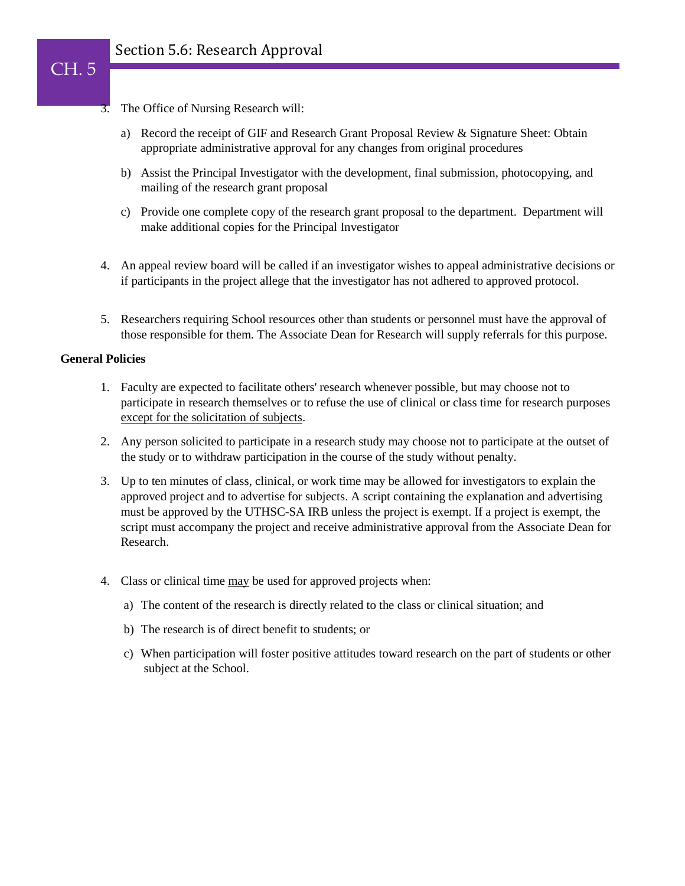3. The Office of Nursing Research will:

   a) Record the receipt of GIF and Research Grant Proposal Review & Signature Sheet: Obtain appropriate administrative approval for any changes from original procedures

   b) Assist the Principal Investigator with the development, final submission, photocopying, and mailing of the research grant proposal

   c) Provide one complete copy of the research grant proposal to the department. Department will make additional copies for the Principal Investigator

4. An appeal review board will be called if an investigator wishes to appeal administrative decisions or if participants in the project allege that the investigator has not adhered to approved protocol.

5. Researchers requiring School resources other than students or personnel must have the approval of those responsible for them. The Associate Dean for Research will supply referrals for this purpose.

**General Policies**

1. Faculty are expected to facilitate others' research whenever possible, but may choose not to participate in research themselves or to refuse the use of clinical or class time for research purposes <u>except for the solicitation of subjects</u>.

2. Any person solicited to participate in a research study may choose not to participate at the outset of the study or to withdraw participation in the course of the study without penalty.

3. Up to ten minutes of class, clinical, or work time may be allowed for investigators to explain the approved project and to advertise for subjects. A script containing the explanation and advertising must be approved by the UTHSC-SA IRB unless the project is exempt. If a project is exempt, the script must accompany the project and receive administrative approval from the Associate Dean for Research.

4. Class or clinical time <u>may</u> be used for approved projects when:

   a) The content of the research is directly related to the class or clinical situation; and

   b) The research is of direct benefit to students; or

   c) When participation will foster positive attitudes toward research on the part of students or other subject at the School.